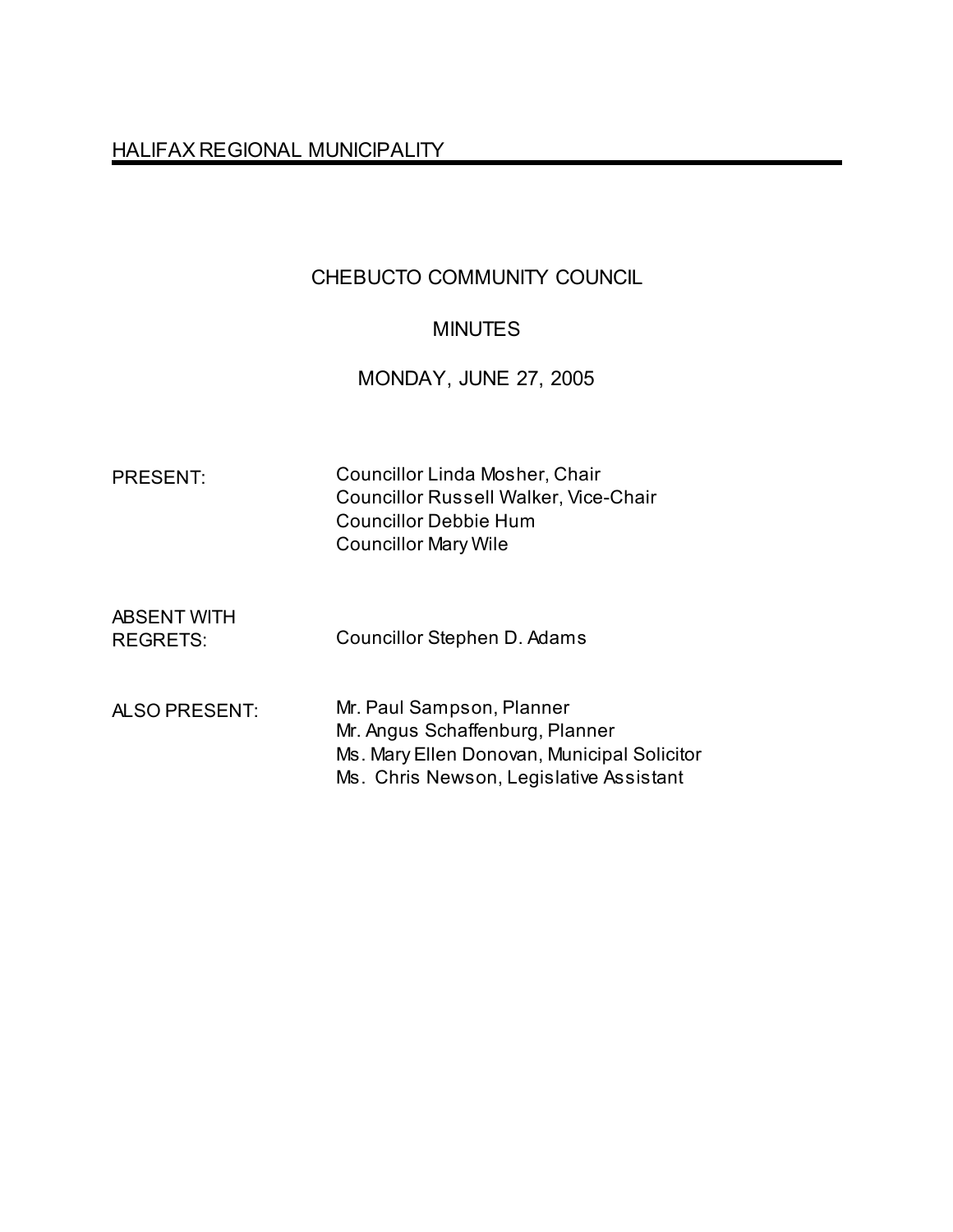HALIFAX REGIONAL MUNICIPALITY

# CHEBUCTO COMMUNITY COUNCIL

## MINUTES

## MONDAY, JUNE 27, 2005

| | |
|---|---|
| PRESENT: | Councillor Linda Mosher, Chair<br>Councillor Russell Walker, Vice-Chair<br>Councillor Debbie Hum<br>Councillor Mary Wile |
| ABSENT WITH REGRETS: | Councillor Stephen D. Adams |
| ALSO PRESENT: | Mr. Paul Sampson, Planner<br>Mr. Angus Schaffenburg, Planner<br>Ms. Mary Ellen Donovan, Municipal Solicitor<br>Ms. Chris Newson, Legislative Assistant |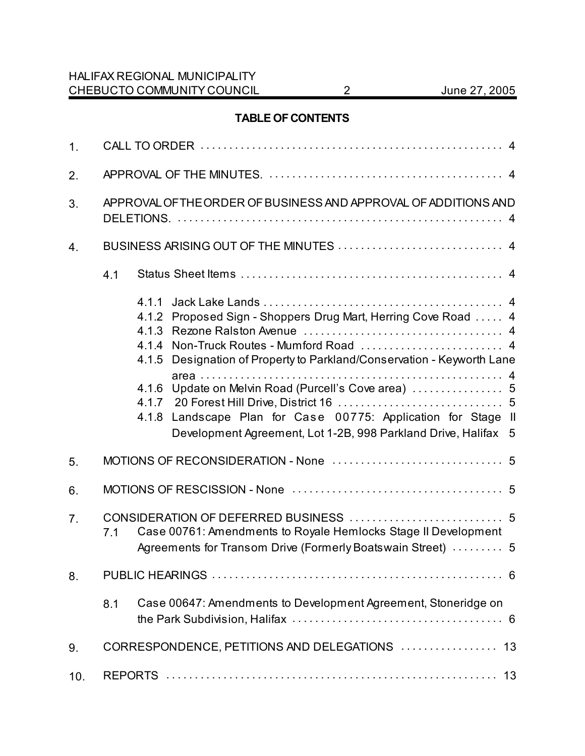## TABLE OF CONTENTS

1. CALL TO ORDER . . . . . . . . . . . . . . . . . . . . . . . . . . . . . . . . . . . . . . . . . . . . . . . . . . . . 4

2. APPROVAL OF THE MINUTES. . . . . . . . . . . . . . . . . . . . . . . . . . . . . . . . . . . . . . . . . . . 4

3. APPROVAL OF THE ORDER OF BUSINESS AND APPROVAL OF ADDITIONS AND DELETIONS. . . . . . . . . . . . . . . . . . . . . . . . . . . . . . . . . . . . . . . . . . . . . . . . . . . . . . . . . 4

4. BUSINESS ARISING OUT OF THE MINUTES . . . . . . . . . . . . . . . . . . . . . . . . . . . . . 4

   4.1 Status Sheet Items . . . . . . . . . . . . . . . . . . . . . . . . . . . . . . . . . . . . . . . . . . . . . . 4

      4.1.1 Jack Lake Lands . . . . . . . . . . . . . . . . . . . . . . . . . . . . . . . . . . . . . . . . . . 4
      4.1.2 Proposed Sign - Shoppers Drug Mart, Herring Cove Road . . . . . 4
      4.1.3 Rezone Ralston Avenue . . . . . . . . . . . . . . . . . . . . . . . . . . . . . . . . . . . 4
      4.1.4 Non-Truck Routes - Mumford Road . . . . . . . . . . . . . . . . . . . . . . . . . 4
      4.1.5 Designation of Property to Parkland/Conservation - Keyworth Lane area . . . . . . . . . . . . . . . . . . . . . . . . . . . . . . . . . . . . . . . . . . . . . . . . . . . . . 4
      4.1.6 Update on Melvin Road (Purcell's Cove area) . . . . . . . . . . . . . . . . 5
      4.1.7 20 Forest Hill Drive, District 16 . . . . . . . . . . . . . . . . . . . . . . . . . . . . 5
      4.1.8 Landscape Plan for Case 00775: Application for Stage II Development Agreement, Lot 1-2B, 998 Parkland Drive, Halifax 5

5. MOTIONS OF RECONSIDERATION - None . . . . . . . . . . . . . . . . . . . . . . . . . . . . . . 5

6. MOTIONS OF RESCISSION - None . . . . . . . . . . . . . . . . . . . . . . . . . . . . . . . . . . . . . 5

7. CONSIDERATION OF DEFERRED BUSINESS . . . . . . . . . . . . . . . . . . . . . . . . . . . 5
   7.1 Case 00761: Amendments to Royale Hemlocks Stage II Development Agreements for Transom Drive (Formerly Boatswain Street) . . . . . . . . . 5

8. PUBLIC HEARINGS . . . . . . . . . . . . . . . . . . . . . . . . . . . . . . . . . . . . . . . . . . . . . . . . . . . 6

   8.1 Case 00647: Amendments to Development Agreement, Stoneridge on the Park Subdivision, Halifax . . . . . . . . . . . . . . . . . . . . . . . . . . . . . . . . . . . . . 6

9. CORRESPONDENCE, PETITIONS AND DELEGATIONS . . . . . . . . . . . . . . . . . 13

10. REPORTS . . . . . . . . . . . . . . . . . . . . . . . . . . . . . . . . . . . . . . . . . . . . . . . . . . . . . . . . . . 13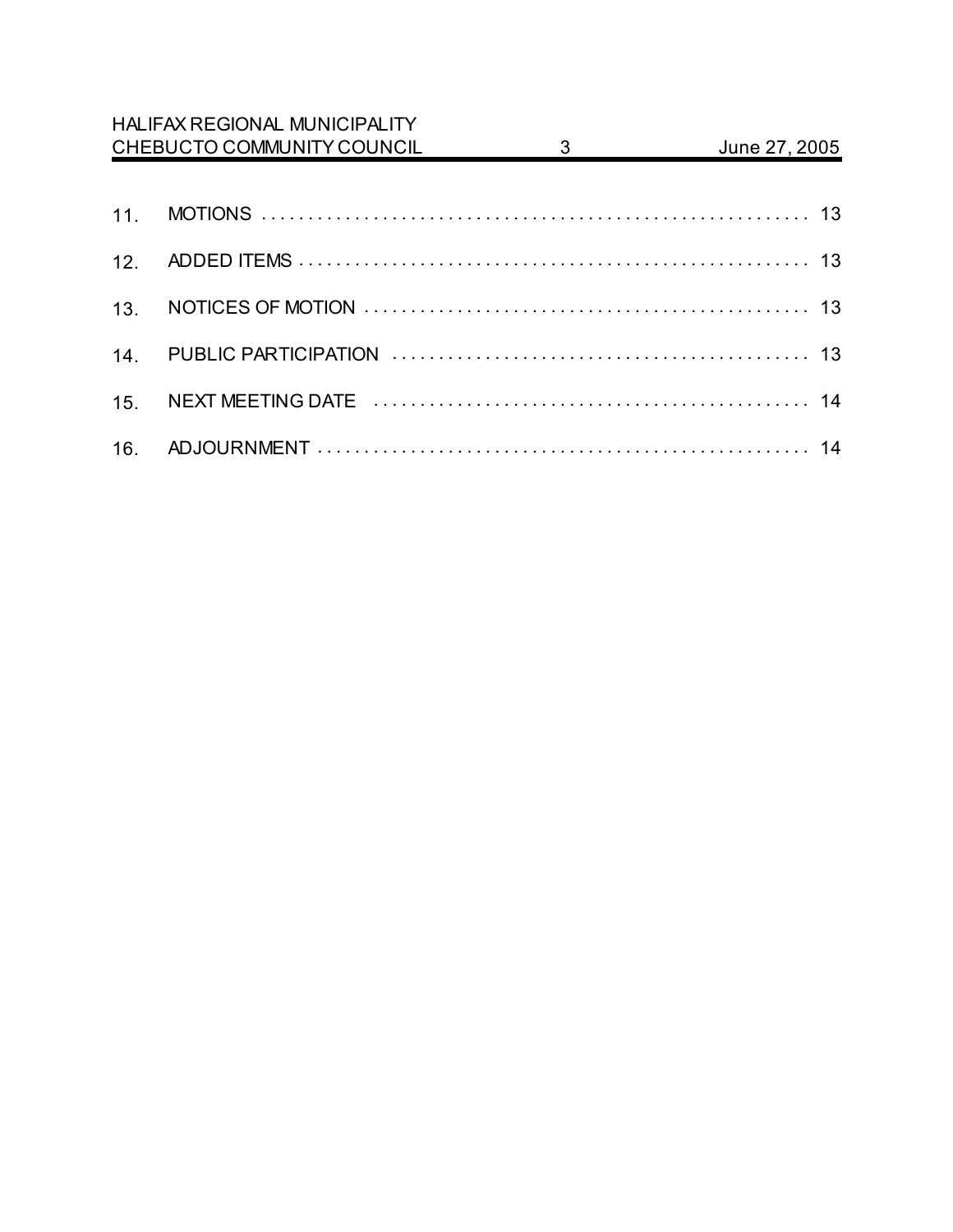11. MOTIONS . . . . . . . . . . . . . . . . . . . . . . . . . . . . . . . . . . . . . . . . . . . . . . . . . . . . . . . . . . . 13

12. ADDED ITEMS . . . . . . . . . . . . . . . . . . . . . . . . . . . . . . . . . . . . . . . . . . . . . . . . . . . . . . . 13

13. NOTICES OF MOTION . . . . . . . . . . . . . . . . . . . . . . . . . . . . . . . . . . . . . . . . . . . . . . . . 13

14. PUBLIC PARTICIPATION . . . . . . . . . . . . . . . . . . . . . . . . . . . . . . . . . . . . . . . . . . . . 13

15. NEXT MEETING DATE . . . . . . . . . . . . . . . . . . . . . . . . . . . . . . . . . . . . . . . . . . . . . . . 14

16. ADJOURNMENT . . . . . . . . . . . . . . . . . . . . . . . . . . . . . . . . . . . . . . . . . . . . . . . . . . . . 14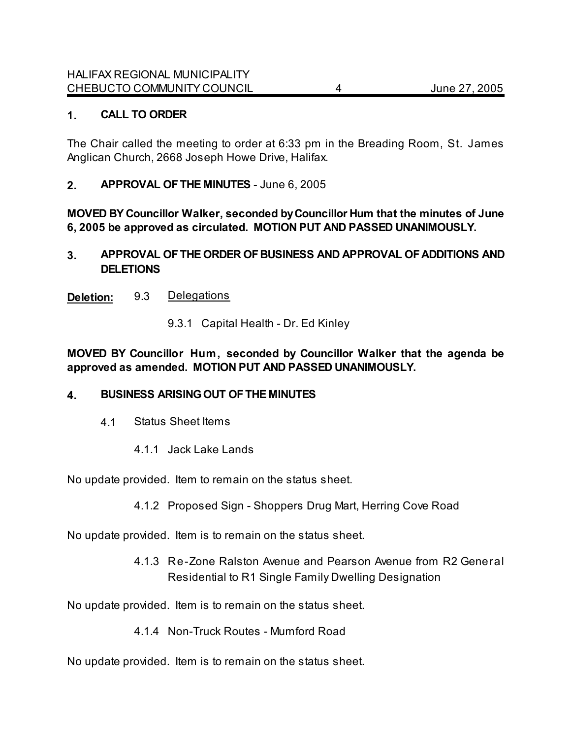## 1. CALL TO ORDER

The Chair called the meeting to order at 6:33 pm in the Breading Room, St. James Anglican Church, 2668 Joseph Howe Drive, Halifax.

## 2. APPROVAL OF THE MINUTES - June 6, 2005

**MOVED BY Councillor Walker, seconded by Councillor Hum that the minutes of June 6, 2005 be approved as circulated. MOTION PUT AND PASSED UNANIMOUSLY.**

## 3. APPROVAL OF THE ORDER OF BUSINESS AND APPROVAL OF ADDITIONS AND DELETIONS

**Deletion:** 9.3 Delegations

9.3.1 Capital Health - Dr. Ed Kinley

**MOVED BY Councillor Hum, seconded by Councillor Walker that the agenda be approved as amended. MOTION PUT AND PASSED UNANIMOUSLY.**

## 4. BUSINESS ARISING OUT OF THE MINUTES

4.1 Status Sheet Items

4.1.1 Jack Lake Lands

No update provided. Item to remain on the status sheet.

4.1.2 Proposed Sign - Shoppers Drug Mart, Herring Cove Road

No update provided. Item is to remain on the status sheet.

4.1.3 Re-Zone Ralston Avenue and Pearson Avenue from R2 General Residential to R1 Single Family Dwelling Designation

No update provided. Item is to remain on the status sheet.

4.1.4 Non-Truck Routes - Mumford Road

No update provided. Item is to remain on the status sheet.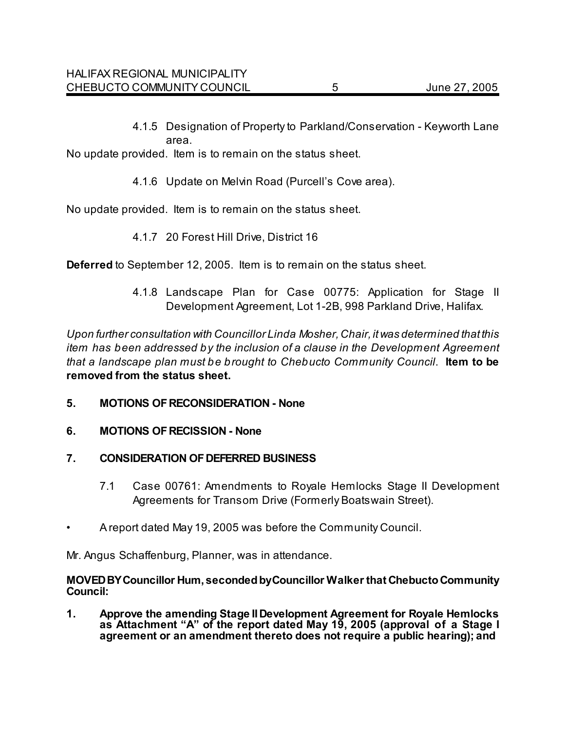4.1.5 Designation of Property to Parkland/Conservation - Keyworth Lane area.

No update provided. Item is to remain on the status sheet.

4.1.6 Update on Melvin Road (Purcell's Cove area).

No update provided. Item is to remain on the status sheet.

4.1.7 20 Forest Hill Drive, District 16

**Deferred** to September 12, 2005. Item is to remain on the status sheet.

4.1.8 Landscape Plan for Case 00775: Application for Stage II Development Agreement, Lot 1-2B, 998 Parkland Drive, Halifax.

*Upon further consultation with Councillor Linda Mosher, Chair, it was determined that this item has been addressed by the inclusion of a clause in the Development Agreement that a landscape plan must be brought to Chebucto Community Council*. **Item to be removed from the status sheet.**

## 5. MOTIONS OF RECONSIDERATION - None

## 6. MOTIONS OF RECISSION - None

## 7. CONSIDERATION OF DEFERRED BUSINESS

7.1 Case 00761: Amendments to Royale Hemlocks Stage II Development Agreements for Transom Drive (Formerly Boatswain Street).

- A report dated May 19, 2005 was before the Community Council.

Mr. Angus Schaffenburg, Planner, was in attendance.

**MOVED BY Councillor Hum, seconded by Councillor Walker that Chebucto Community Council:**

**1. Approve the amending Stage II Development Agreement for Royale Hemlocks as Attachment "A" of the report dated May 19, 2005 (approval of a Stage I agreement or an amendment thereto does not require a public hearing); and**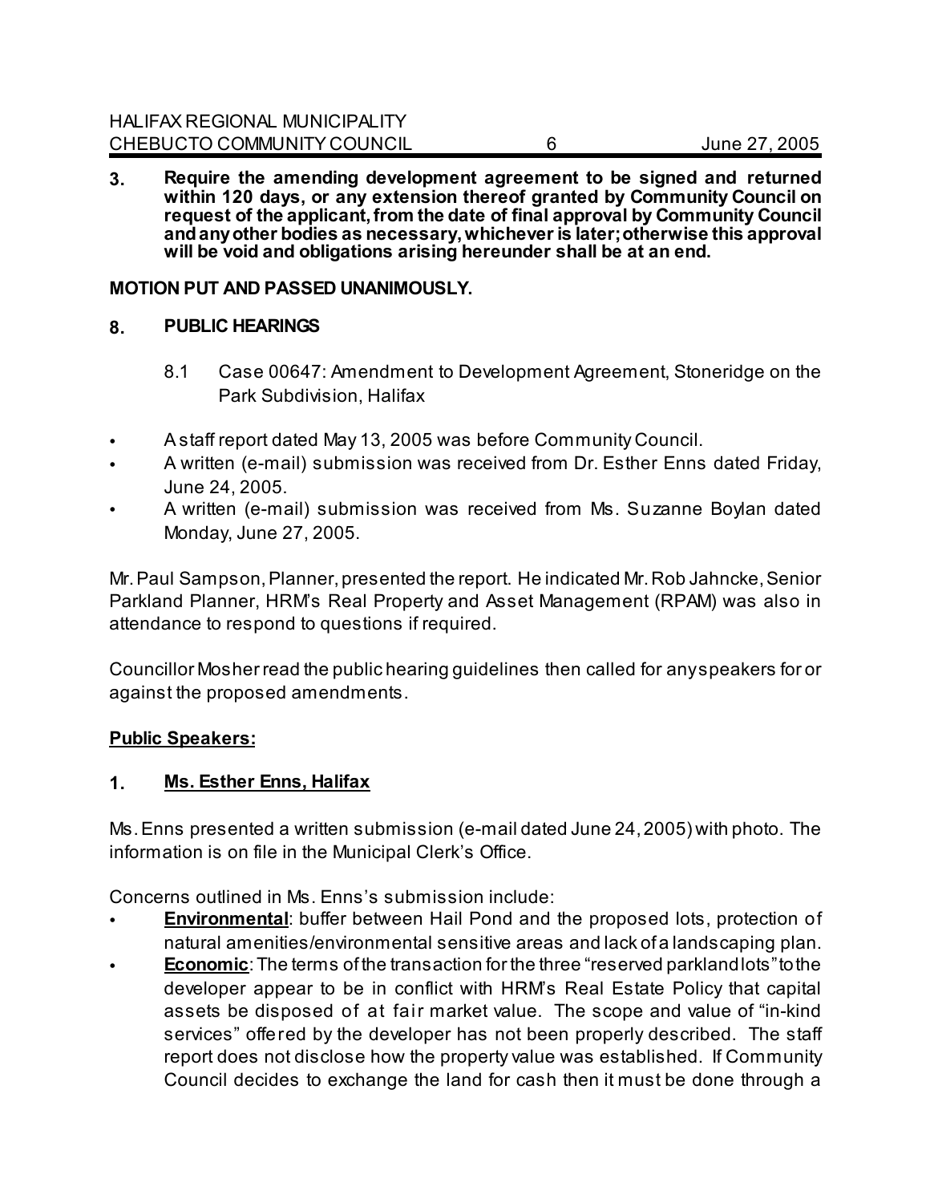**3. Require the amending development agreement to be signed and returned within 120 days, or any extension thereof granted by Community Council on request of the applicant, from the date of final approval by Community Council and any other bodies as necessary, whichever is later; otherwise this approval will be void and obligations arising hereunder shall be at an end.**

**MOTION PUT AND PASSED UNANIMOUSLY.**

## 8. PUBLIC HEARINGS

8.1 Case 00647: Amendment to Development Agreement, Stoneridge on the Park Subdivision, Halifax

- A staff report dated May 13, 2005 was before Community Council.
- A written (e-mail) submission was received from Dr. Esther Enns dated Friday, June 24, 2005.
- A written (e-mail) submission was received from Ms. Suzanne Boylan dated Monday, June 27, 2005.

Mr. Paul Sampson, Planner, presented the report. He indicated Mr. Rob Jahncke, Senior Parkland Planner, HRM's Real Property and Asset Management (RPAM) was also in attendance to respond to questions if required.

Councillor Mosher read the public hearing guidelines then called for any speakers for or against the proposed amendments.

**Public Speakers:**

**1. Ms. Esther Enns, Halifax**

Ms. Enns presented a written submission (e-mail dated June 24, 2005) with photo. The information is on file in the Municipal Clerk's Office.

Concerns outlined in Ms. Enns's submission include:

- **Environmental**: buffer between Hail Pond and the proposed lots, protection of natural amenities/environmental sensitive areas and lack of a landscaping plan.
- **Economic**: The terms of the transaction for the three "reserved parkland lots" to the developer appear to be in conflict with HRM's Real Estate Policy that capital assets be disposed of at fair market value. The scope and value of "in-kind services" offered by the developer has not been properly described. The staff report does not disclose how the property value was established. If Community Council decides to exchange the land for cash then it must be done through a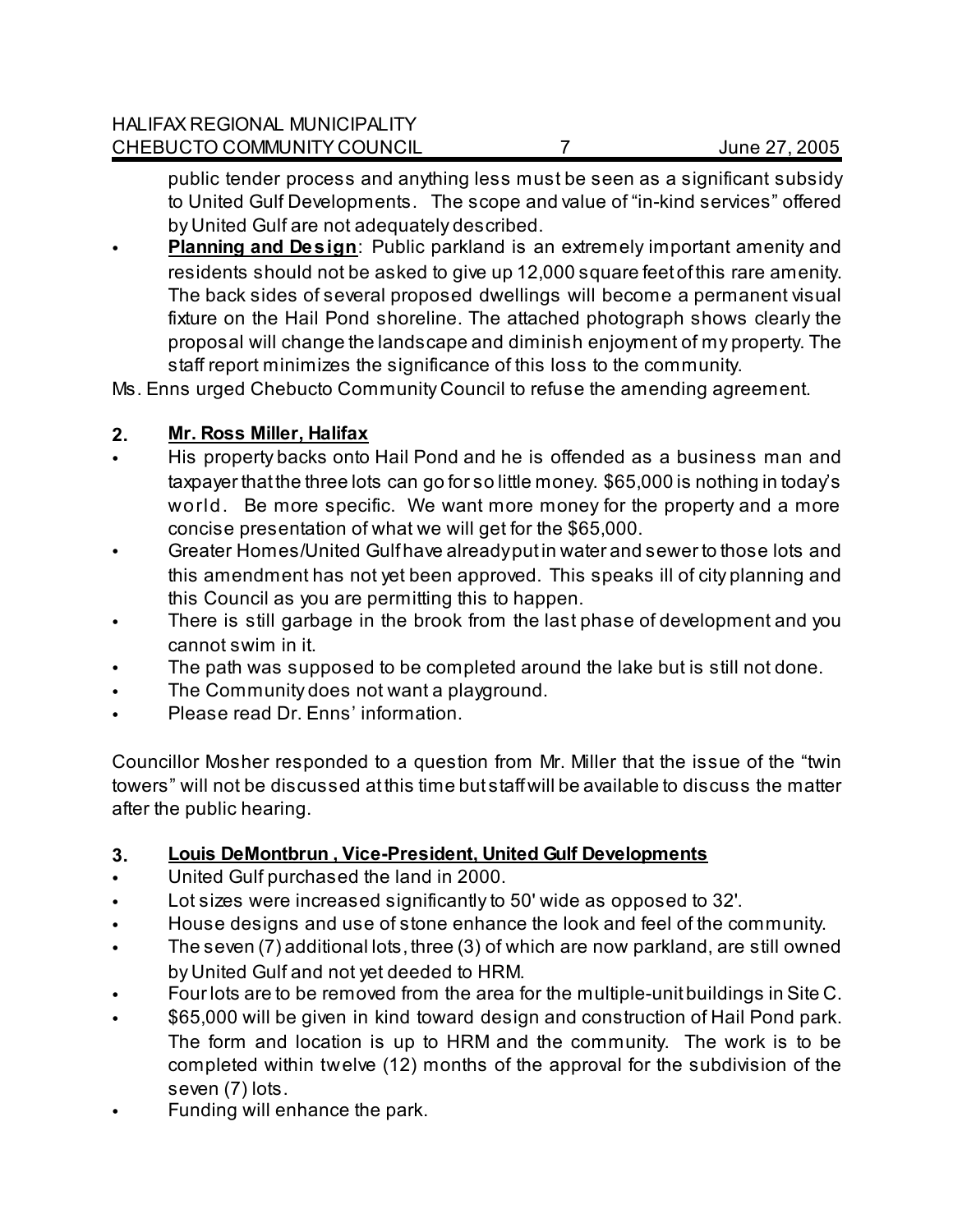public tender process and anything less must be seen as a significant subsidy to United Gulf Developments. The scope and value of "in-kind services" offered by United Gulf are not adequately described.

- **Planning and Design**: Public parkland is an extremely important amenity and residents should not be asked to give up 12,000 square feet of this rare amenity. The back sides of several proposed dwellings will become a permanent visual fixture on the Hail Pond shoreline. The attached photograph shows clearly the proposal will change the landscape and diminish enjoyment of my property. The staff report minimizes the significance of this loss to the community.

Ms. Enns urged Chebucto Community Council to refuse the amending agreement.

**2. Mr. Ross Miller, Halifax**

- His property backs onto Hail Pond and he is offended as a business man and taxpayer that the three lots can go for so little money. $65,000 is nothing in today's world. Be more specific. We want more money for the property and a more concise presentation of what we will get for the $65,000.
- Greater Homes/United Gulf have already put in water and sewer to those lots and this amendment has not yet been approved. This speaks ill of city planning and this Council as you are permitting this to happen.
- There is still garbage in the brook from the last phase of development and you cannot swim in it.
- The path was supposed to be completed around the lake but is still not done.
- The Community does not want a playground.
- Please read Dr. Enns' information.

Councillor Mosher responded to a question from Mr. Miller that the issue of the "twin towers" will not be discussed at this time but staff will be available to discuss the matter after the public hearing.

**3. Louis DeMontbrun , Vice-President, United Gulf Developments**

- United Gulf purchased the land in 2000.
- Lot sizes were increased significantly to 50' wide as opposed to 32'.
- House designs and use of stone enhance the look and feel of the community.
- The seven (7) additional lots, three (3) of which are now parkland, are still owned by United Gulf and not yet deeded to HRM.
- Four lots are to be removed from the area for the multiple-unit buildings in Site C.
- $65,000 will be given in kind toward design and construction of Hail Pond park. The form and location is up to HRM and the community. The work is to be completed within twelve (12) months of the approval for the subdivision of the seven (7) lots.
- Funding will enhance the park.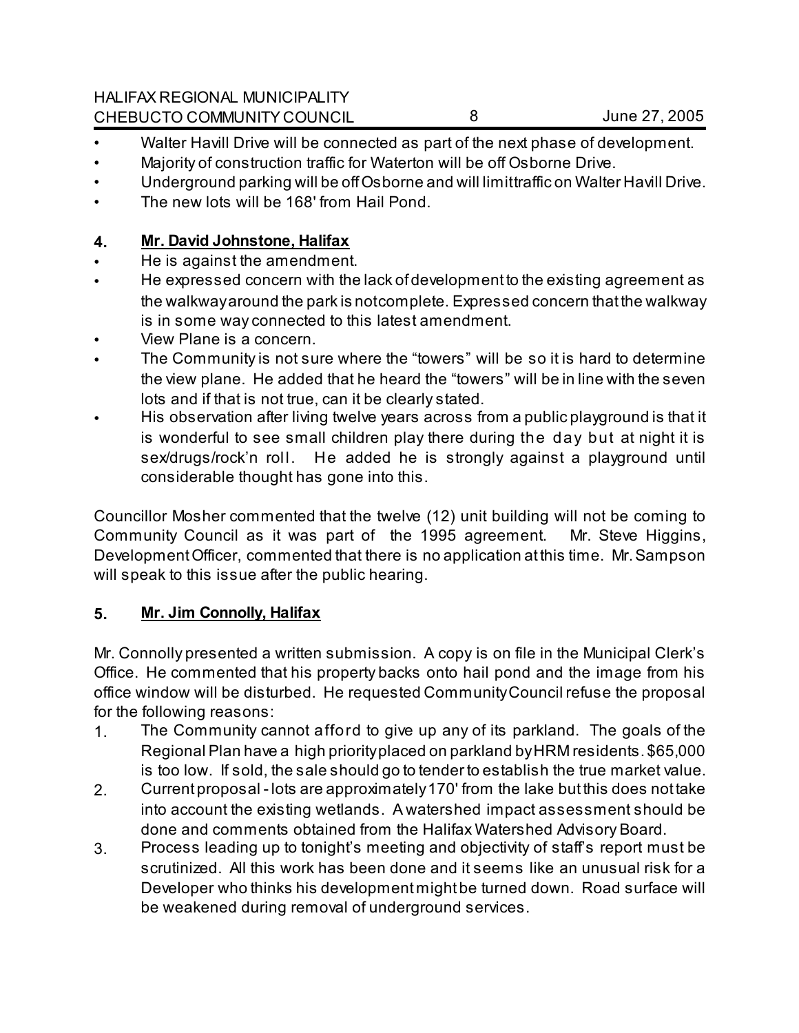- Walter Havill Drive will be connected as part of the next phase of development.
- Majority of construction traffic for Waterton will be off Osborne Drive.
- Underground parking will be off Osborne and will limit traffic on Walter Havill Drive.
- The new lots will be 168' from Hail Pond.

### 4. **Mr. David Johnstone, Halifax**

- He is against the amendment.
- He expressed concern with the lack of development to the existing agreement as the walkway around the park is not complete. Expressed concern that the walkway is in some way connected to this latest amendment.
- View Plane is a concern.
- The Community is not sure where the "towers" will be so it is hard to determine the view plane. He added that he heard the "towers" will be in line with the seven lots and if that is not true, can it be clearly stated.
- His observation after living twelve years across from a public playground is that it is wonderful to see small children play there during the day but at night it is sex/drugs/rock'n roll. He added he is strongly against a playground until considerable thought has gone into this.

Councillor Mosher commented that the twelve (12) unit building will not be coming to Community Council as it was part of the 1995 agreement. Mr. Steve Higgins, Development Officer, commented that there is no application at this time. Mr. Sampson will speak to this issue after the public hearing.

### 5. **Mr. Jim Connolly, Halifax**

Mr. Connolly presented a written submission. A copy is on file in the Municipal Clerk's Office. He commented that his property backs onto hail pond and the image from his office window will be disturbed. He requested Community Council refuse the proposal for the following reasons:

1. The Community cannot afford to give up any of its parkland. The goals of the Regional Plan have a high priority placed on parkland by HRM residents. $65,000 is too low. If sold, the sale should go to tender to establish the true market value.
2. Current proposal - lots are approximately 170' from the lake but this does not take into account the existing wetlands. A watershed impact assessment should be done and comments obtained from the Halifax Watershed Advisory Board.
3. Process leading up to tonight's meeting and objectivity of staff's report must be scrutinized. All this work has been done and it seems like an unusual risk for a Developer who thinks his development might be turned down. Road surface will be weakened during removal of underground services.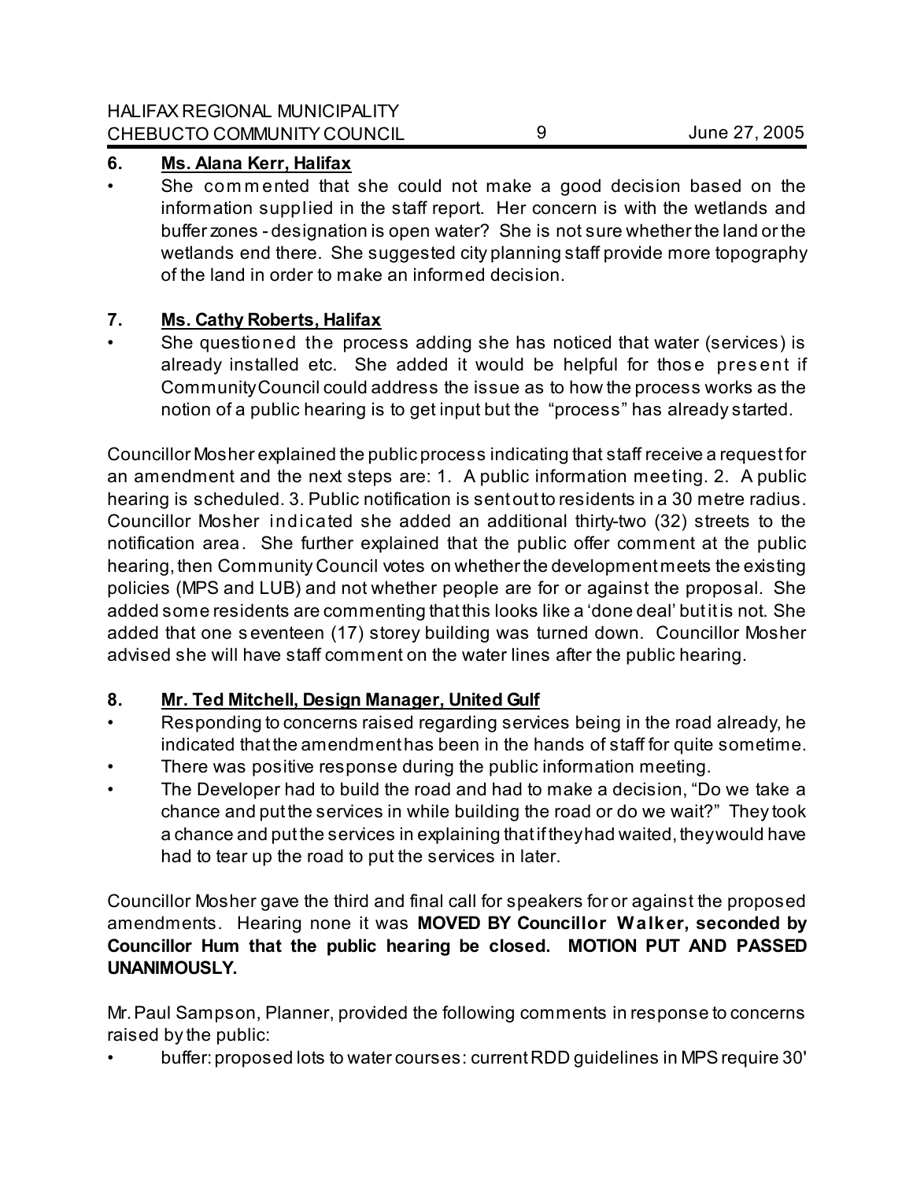**6. Ms. Alana Kerr, Halifax**

- She commented that she could not make a good decision based on the information supplied in the staff report. Her concern is with the wetlands and buffer zones - designation is open water? She is not sure whether the land or the wetlands end there. She suggested city planning staff provide more topography of the land in order to make an informed decision.

**7. Ms. Cathy Roberts, Halifax**

- She questioned the process adding she has noticed that water (services) is already installed etc. She added it would be helpful for those present if Community Council could address the issue as to how the process works as the notion of a public hearing is to get input but the "process" has already started.

Councillor Mosher explained the public process indicating that staff receive a request for an amendment and the next steps are: 1. A public information meeting. 2. A public hearing is scheduled. 3. Public notification is sent out to residents in a 30 metre radius. Councillor Mosher indicated she added an additional thirty-two (32) streets to the notification area. She further explained that the public offer comment at the public hearing, then Community Council votes on whether the development meets the existing policies (MPS and LUB) and not whether people are for or against the proposal. She added some residents are commenting that this looks like a 'done deal' but it is not. She added that one seventeen (17) storey building was turned down. Councillor Mosher advised she will have staff comment on the water lines after the public hearing.

**8. Mr. Ted Mitchell, Design Manager, United Gulf**

- Responding to concerns raised regarding services being in the road already, he indicated that the amendment has been in the hands of staff for quite sometime.
- There was positive response during the public information meeting.
- The Developer had to build the road and had to make a decision, "Do we take a chance and put the services in while building the road or do we wait?" They took a chance and put the services in explaining that if they had waited, they would have had to tear up the road to put the services in later.

Councillor Mosher gave the third and final call for speakers for or against the proposed amendments. Hearing none it was **MOVED BY Councillor Walker, seconded by Councillor Hum that the public hearing be closed. MOTION PUT AND PASSED UNANIMOUSLY.**

Mr. Paul Sampson, Planner, provided the following comments in response to concerns raised by the public:

- buffer: proposed lots to water courses: current RDD guidelines in MPS require 30'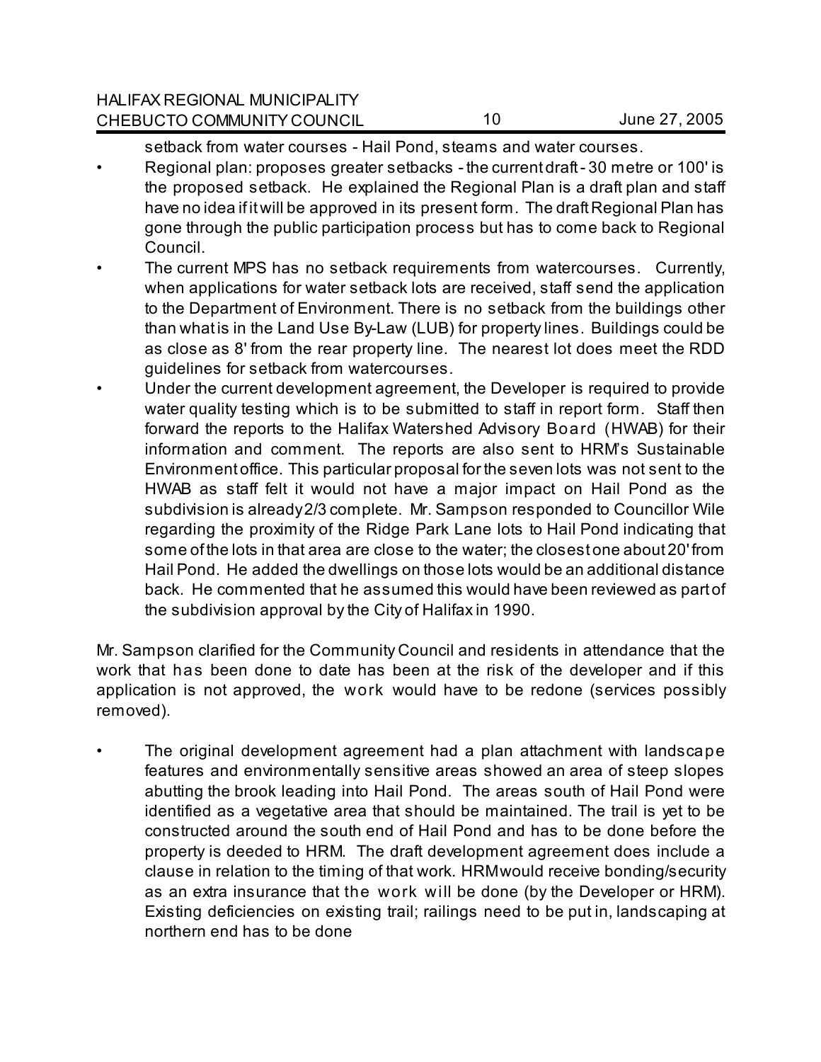setback from water courses - Hail Pond, steams and water courses.

- Regional plan: proposes greater setbacks - the current draft - 30 metre or 100' is the proposed setback. He explained the Regional Plan is a draft plan and staff have no idea if it will be approved in its present form. The draft Regional Plan has gone through the public participation process but has to come back to Regional Council.
- The current MPS has no setback requirements from watercourses. Currently, when applications for water setback lots are received, staff send the application to the Department of Environment. There is no setback from the buildings other than what is in the Land Use By-Law (LUB) for property lines. Buildings could be as close as 8' from the rear property line. The nearest lot does meet the RDD guidelines for setback from watercourses.
- Under the current development agreement, the Developer is required to provide water quality testing which is to be submitted to staff in report form. Staff then forward the reports to the Halifax Watershed Advisory Board (HWAB) for their information and comment. The reports are also sent to HRM's Sustainable Environment office. This particular proposal for the seven lots was not sent to the HWAB as staff felt it would not have a major impact on Hail Pond as the subdivision is already 2/3 complete. Mr. Sampson responded to Councillor Wile regarding the proximity of the Ridge Park Lane lots to Hail Pond indicating that some of the lots in that area are close to the water; the closest one about 20' from Hail Pond. He added the dwellings on those lots would be an additional distance back. He commented that he assumed this would have been reviewed as part of the subdivision approval by the City of Halifax in 1990.

Mr. Sampson clarified for the Community Council and residents in attendance that the work that has been done to date has been at the risk of the developer and if this application is not approved, the work would have to be redone (services possibly removed).

- The original development agreement had a plan attachment with landscape features and environmentally sensitive areas showed an area of steep slopes abutting the brook leading into Hail Pond. The areas south of Hail Pond were identified as a vegetative area that should be maintained. The trail is yet to be constructed around the south end of Hail Pond and has to be done before the property is deeded to HRM. The draft development agreement does include a clause in relation to the timing of that work. HRM would receive bonding/security as an extra insurance that the work will be done (by the Developer or HRM). Existing deficiencies on existing trail; railings need to be put in, landscaping at northern end has to be done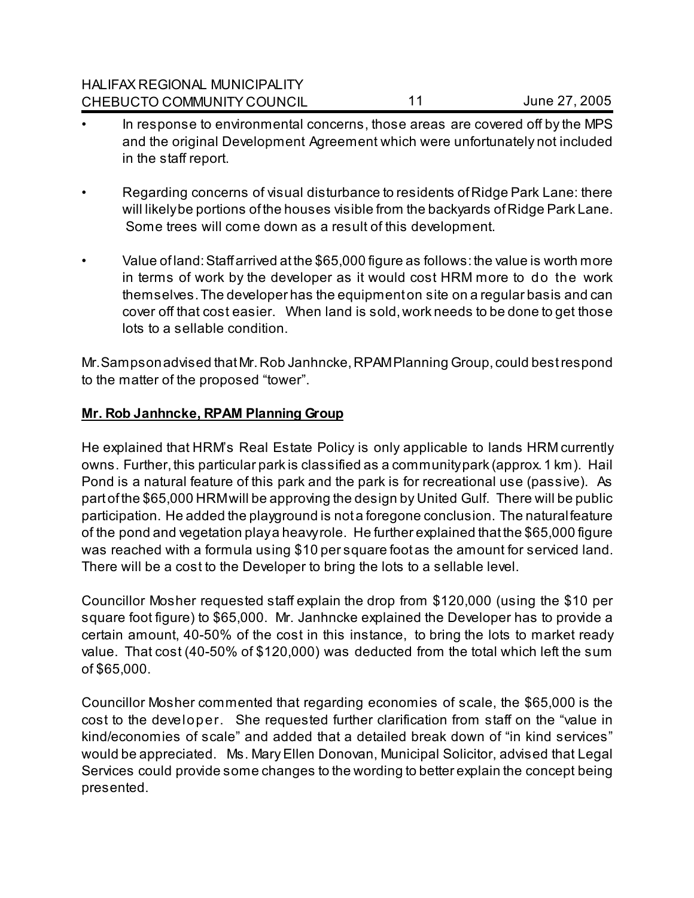- In response to environmental concerns, those areas are covered off by the MPS and the original Development Agreement which were unfortunately not included in the staff report.

- Regarding concerns of visual disturbance to residents of Ridge Park Lane: there will likely be portions of the houses visible from the backyards of Ridge Park Lane. Some trees will come down as a result of this development.

- Value of land: Staff arrived at the $65,000 figure as follows: the value is worth more in terms of work by the developer as it would cost HRM more to do the work themselves. The developer has the equipment on site on a regular basis and can cover off that cost easier. When land is sold, work needs to be done to get those lots to a sellable condition.

Mr. Sampson advised that Mr. Rob Janhncke, RPAM Planning Group, could best respond to the matter of the proposed "tower".

**Mr. Rob Janhncke, RPAM Planning Group**

He explained that HRM's Real Estate Policy is only applicable to lands HRM currently owns. Further, this particular park is classified as a community park (approx. 1 km). Hail Pond is a natural feature of this park and the park is for recreational use (passive). As part of the $65,000 HRM will be approving the design by United Gulf. There will be public participation. He added the playground is not a foregone conclusion. The natural feature of the pond and vegetation play a heavy role. He further explained that the $65,000 figure was reached with a formula using $10 per square foot as the amount for serviced land. There will be a cost to the Developer to bring the lots to a sellable level.

Councillor Mosher requested staff explain the drop from $120,000 (using the $10 per square foot figure) to $65,000. Mr. Janhncke explained the Developer has to provide a certain amount, 40-50% of the cost in this instance, to bring the lots to market ready value. That cost (40-50% of $120,000) was deducted from the total which left the sum of $65,000.

Councillor Mosher commented that regarding economies of scale, the $65,000 is the cost to the developer. She requested further clarification from staff on the "value in kind/economies of scale" and added that a detailed break down of "in kind services" would be appreciated. Ms. Mary Ellen Donovan, Municipal Solicitor, advised that Legal Services could provide some changes to the wording to better explain the concept being presented.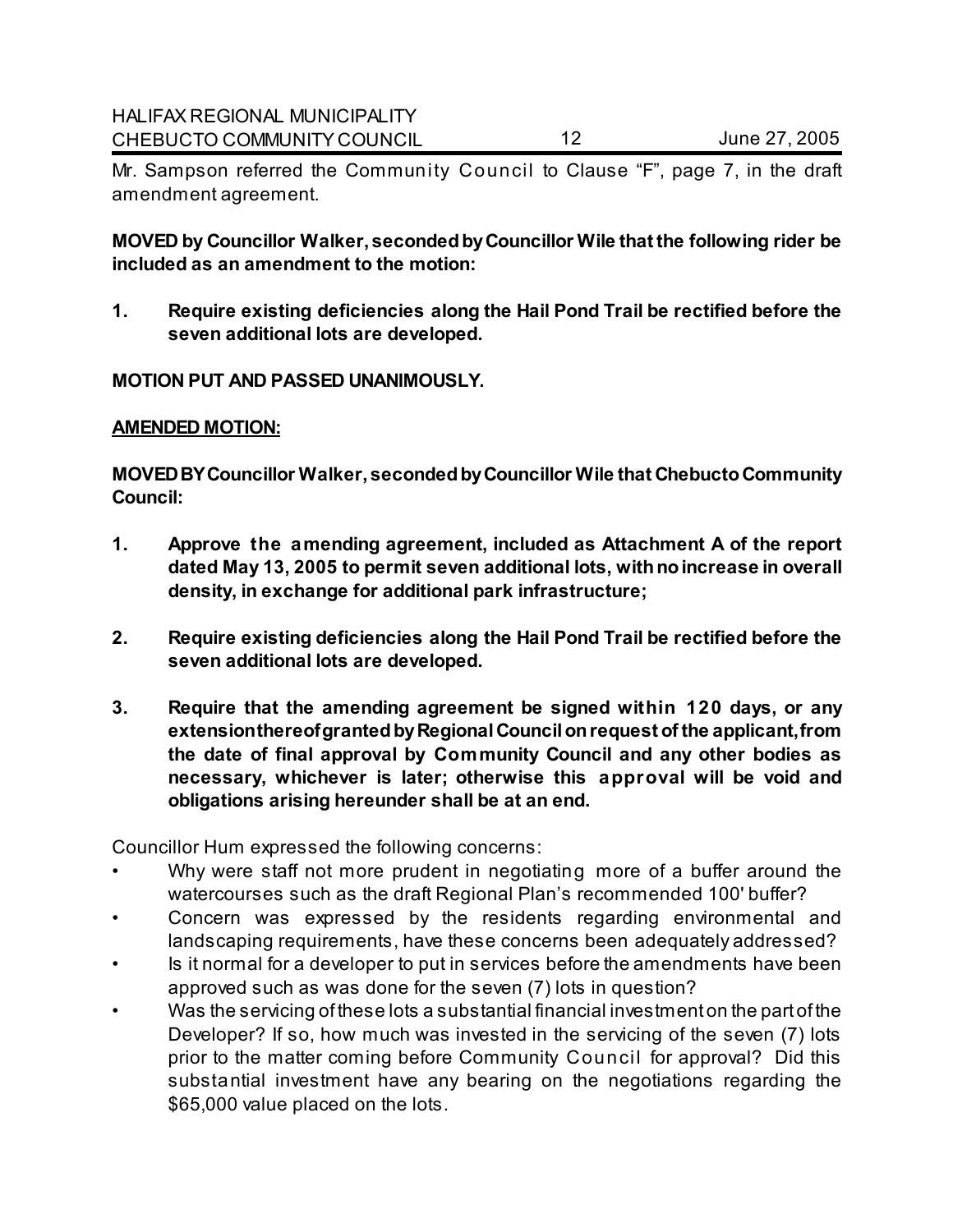Mr. Sampson referred the Community Council to Clause "F", page 7, in the draft amendment agreement.

**MOVED by Councillor Walker, seconded by Councillor Wile that the following rider be included as an amendment to the motion:**

1. **Require existing deficiencies along the Hail Pond Trail be rectified before the seven additional lots are developed.**

**MOTION PUT AND PASSED UNANIMOUSLY.**

**<u>AMENDED MOTION:</u>**

**MOVED BY Councillor Walker, seconded by Councillor Wile that Chebucto Community Council:**

1. **Approve the amending agreement, included as Attachment A of the report dated May 13, 2005 to permit seven additional lots, with no increase in overall density, in exchange for additional park infrastructure;**
2. **Require existing deficiencies along the Hail Pond Trail be rectified before the seven additional lots are developed.**
3. **Require that the amending agreement be signed within 120 days, or any extension thereof granted by Regional Council on request of the applicant, from the date of final approval by Community Council and any other bodies as necessary, whichever is later; otherwise this approval will be void and obligations arising hereunder shall be at an end.**

Councillor Hum expressed the following concerns:

- Why were staff not more prudent in negotiating more of a buffer around the watercourses such as the draft Regional Plan's recommended 100' buffer?
- Concern was expressed by the residents regarding environmental and landscaping requirements, have these concerns been adequately addressed?
- Is it normal for a developer to put in services before the amendments have been approved such as was done for the seven (7) lots in question?
- Was the servicing of these lots a substantial financial investment on the part of the Developer? If so, how much was invested in the servicing of the seven (7) lots prior to the matter coming before Community Council for approval? Did this substantial investment have any bearing on the negotiations regarding the $65,000 value placed on the lots.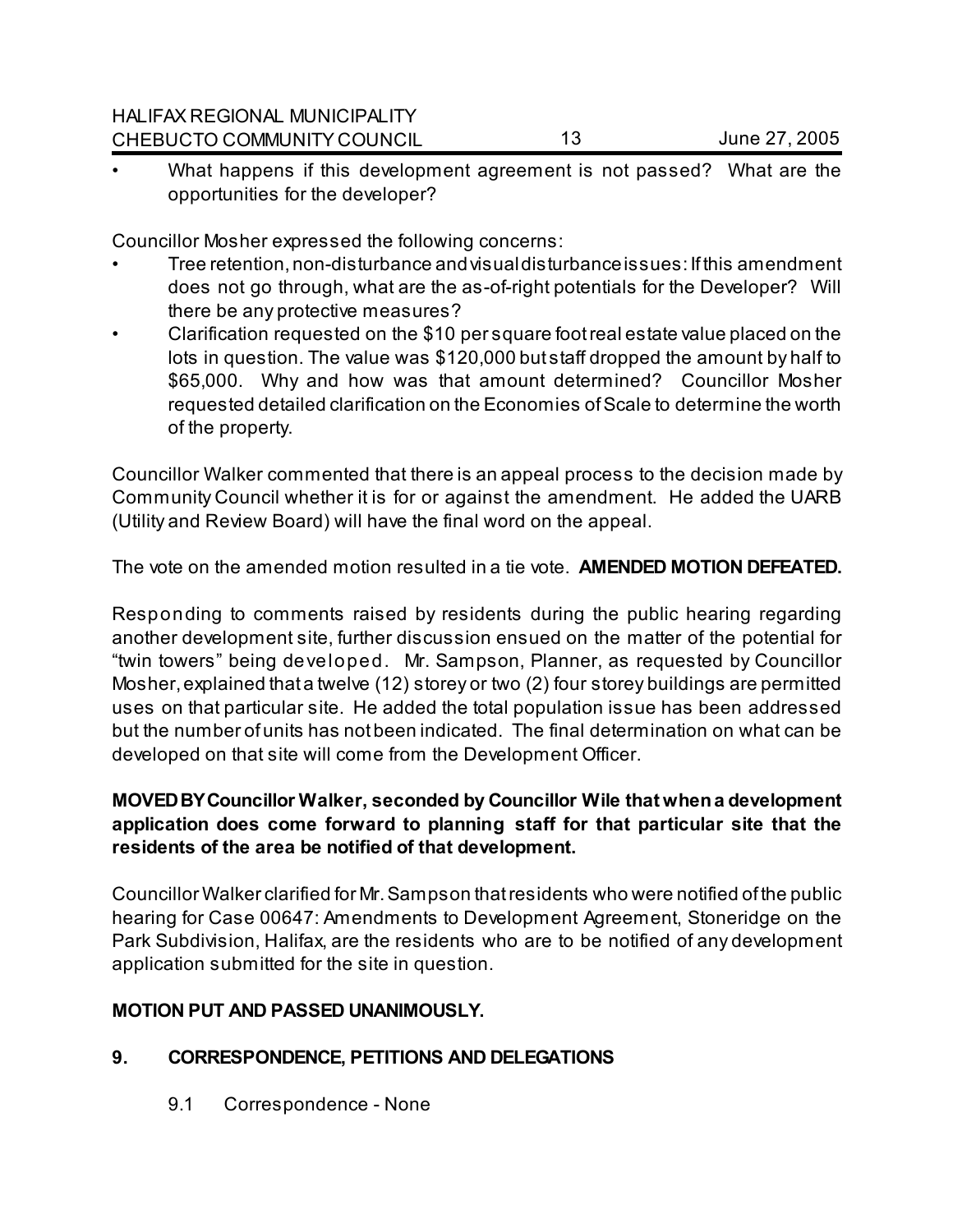- What happens if this development agreement is not passed? What are the opportunities for the developer?

Councillor Mosher expressed the following concerns:

- Tree retention, non-disturbance and visual disturbance issues: If this amendment does not go through, what are the as-of-right potentials for the Developer? Will there be any protective measures?
- Clarification requested on the $10 per square foot real estate value placed on the lots in question. The value was $120,000 but staff dropped the amount by half to $65,000. Why and how was that amount determined? Councillor Mosher requested detailed clarification on the Economies of Scale to determine the worth of the property.

Councillor Walker commented that there is an appeal process to the decision made by Community Council whether it is for or against the amendment. He added the UARB (Utility and Review Board) will have the final word on the appeal.

The vote on the amended motion resulted in a tie vote. **AMENDED MOTION DEFEATED.**

Responding to comments raised by residents during the public hearing regarding another development site, further discussion ensued on the matter of the potential for "twin towers" being developed. Mr. Sampson, Planner, as requested by Councillor Mosher, explained that a twelve (12) storey or two (2) four storey buildings are permitted uses on that particular site. He added the total population issue has been addressed but the number of units has not been indicated. The final determination on what can be developed on that site will come from the Development Officer.

**MOVED BY Councillor Walker, seconded by Councillor Wile that when a development application does come forward to planning staff for that particular site that the residents of the area be notified of that development.**

Councillor Walker clarified for Mr. Sampson that residents who were notified of the public hearing for Case 00647: Amendments to Development Agreement, Stoneridge on the Park Subdivision, Halifax, are the residents who are to be notified of any development application submitted for the site in question.

**MOTION PUT AND PASSED UNANIMOUSLY.**

## 9. CORRESPONDENCE, PETITIONS AND DELEGATIONS

9.1 Correspondence - None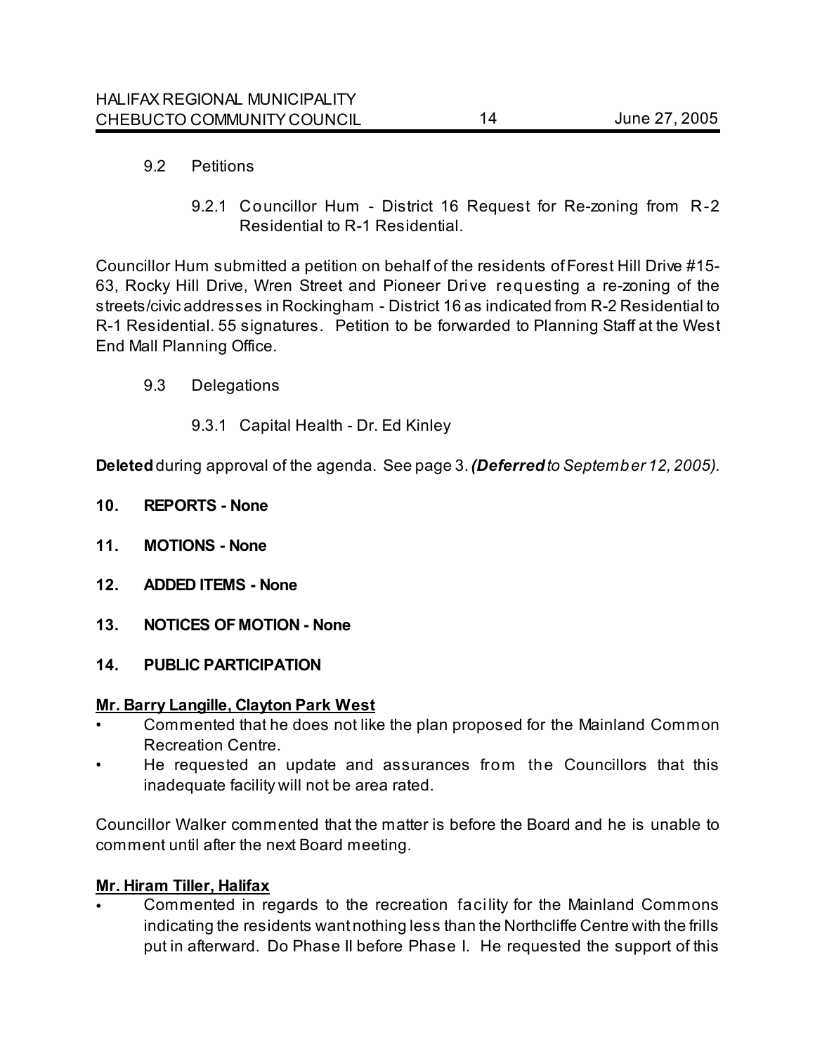9.2 Petitions

9.2.1 Councillor Hum - District 16 Request for Re-zoning from R-2 Residential to R-1 Residential.

Councillor Hum submitted a petition on behalf of the residents of Forest Hill Drive #15-63, Rocky Hill Drive, Wren Street and Pioneer Drive requesting a re-zoning of the streets/civic addresses in Rockingham - District 16 as indicated from R-2 Residential to R-1 Residential. 55 signatures. Petition to be forwarded to Planning Staff at the West End Mall Planning Office.

9.3 Delegations

9.3.1 Capital Health - Dr. Ed Kinley

**Deleted** during approval of the agenda. See page 3. ***(Deferred** to September 12, 2005).*

**10. REPORTS - None**

**11. MOTIONS - None**

**12. ADDED ITEMS - None**

**13. NOTICES OF MOTION - None**

**14. PUBLIC PARTICIPATION**

**Mr. Barry Langille, Clayton Park West**

- Commented that he does not like the plan proposed for the Mainland Common Recreation Centre.
- He requested an update and assurances from the Councillors that this inadequate facility will not be area rated.

Councillor Walker commented that the matter is before the Board and he is unable to comment until after the next Board meeting.

**Mr. Hiram Tiller, Halifax**

- Commented in regards to the recreation facility for the Mainland Commons indicating the residents want nothing less than the Northcliffe Centre with the frills put in afterward. Do Phase II before Phase I. He requested the support of this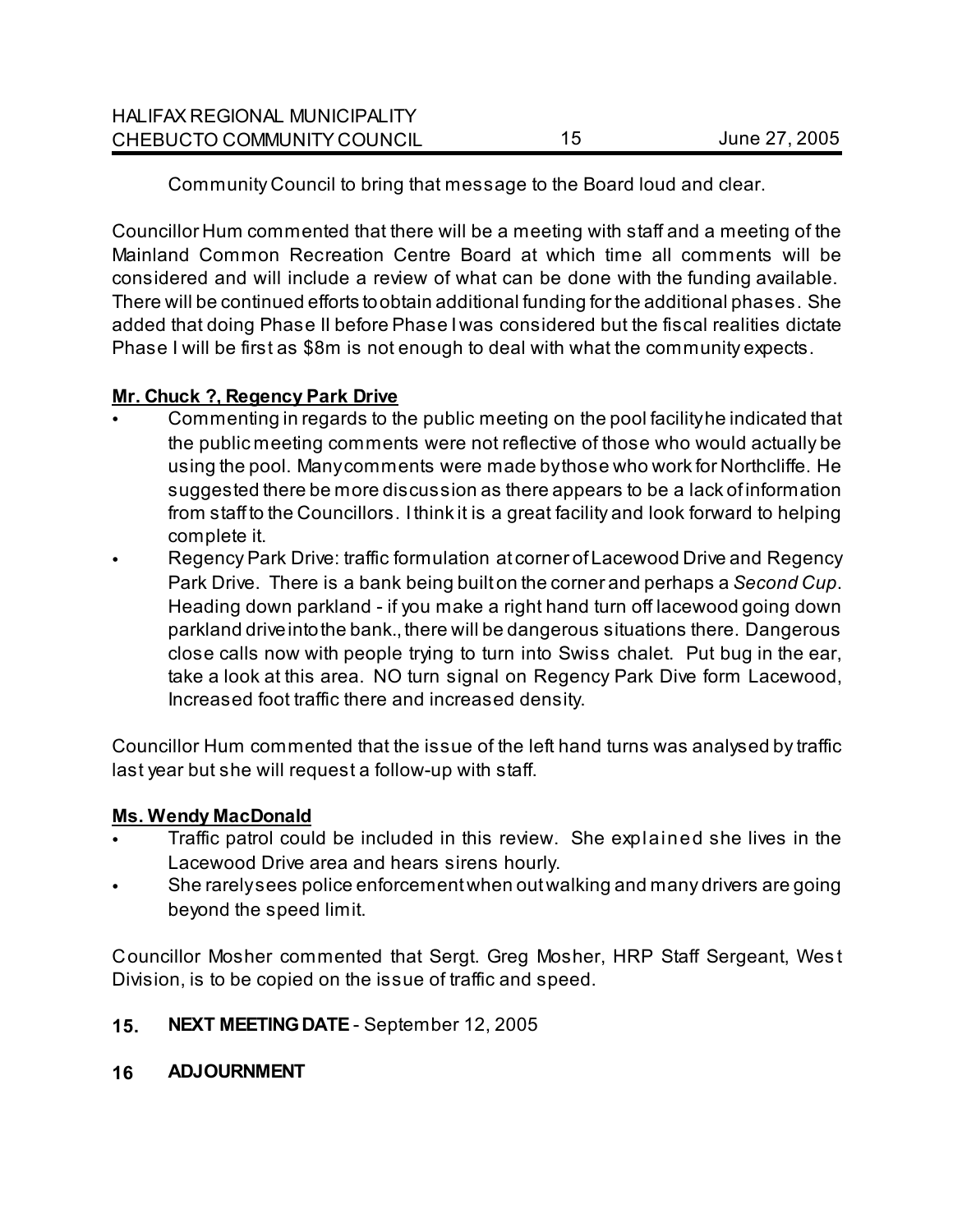Community Council to bring that message to the Board loud and clear.

Councillor Hum commented that there will be a meeting with staff and a meeting of the Mainland Common Recreation Centre Board at which time all comments will be considered and will include a review of what can be done with the funding available. There will be continued efforts to obtain additional funding for the additional phases. She added that doing Phase II before Phase I was considered but the fiscal realities dictate Phase I will be first as $8m is not enough to deal with what the community expects.

**<u>Mr. Chuck ?, Regency Park Drive</u>**

- Commenting in regards to the public meeting on the pool facility he indicated that the public meeting comments were not reflective of those who would actually be using the pool. Many comments were made by those who work for Northcliffe. He suggested there be more discussion as there appears to be a lack of information from staff to the Councillors. I think it is a great facility and look forward to helping complete it.
- Regency Park Drive: traffic formulation at corner of Lacewood Drive and Regency Park Drive. There is a bank being built on the corner and perhaps a *Second Cup*. Heading down parkland - if you make a right hand turn off lacewood going down parkland drive into the bank., there will be dangerous situations there. Dangerous close calls now with people trying to turn into Swiss chalet. Put bug in the ear, take a look at this area. NO turn signal on Regency Park Dive form Lacewood, Increased foot traffic there and increased density.

Councillor Hum commented that the issue of the left hand turns was analysed by traffic last year but she will request a follow-up with staff.

**<u>Ms. Wendy MacDonald</u>**

- Traffic patrol could be included in this review. She explained she lives in the Lacewood Drive area and hears sirens hourly.
- She rarely sees police enforcement when out walking and many drivers are going beyond the speed limit.

Councillor Mosher commented that Sergt. Greg Mosher, HRP Staff Sergeant, West Division, is to be copied on the issue of traffic and speed.

**15. NEXT MEETING DATE** - September 12, 2005

**16 ADJOURNMENT**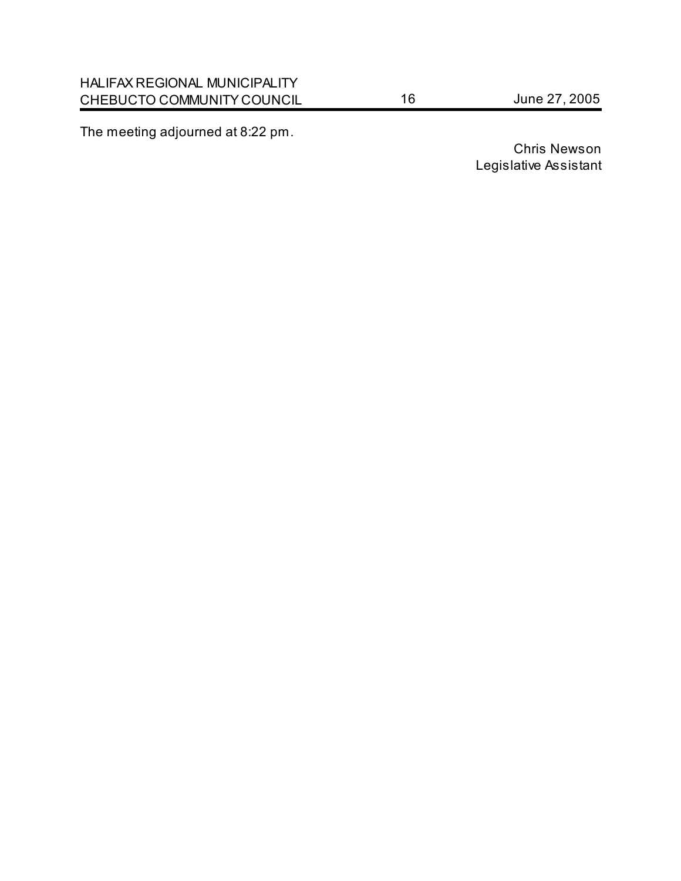The meeting adjourned at 8:22 pm.

Chris Newson
Legislative Assistant